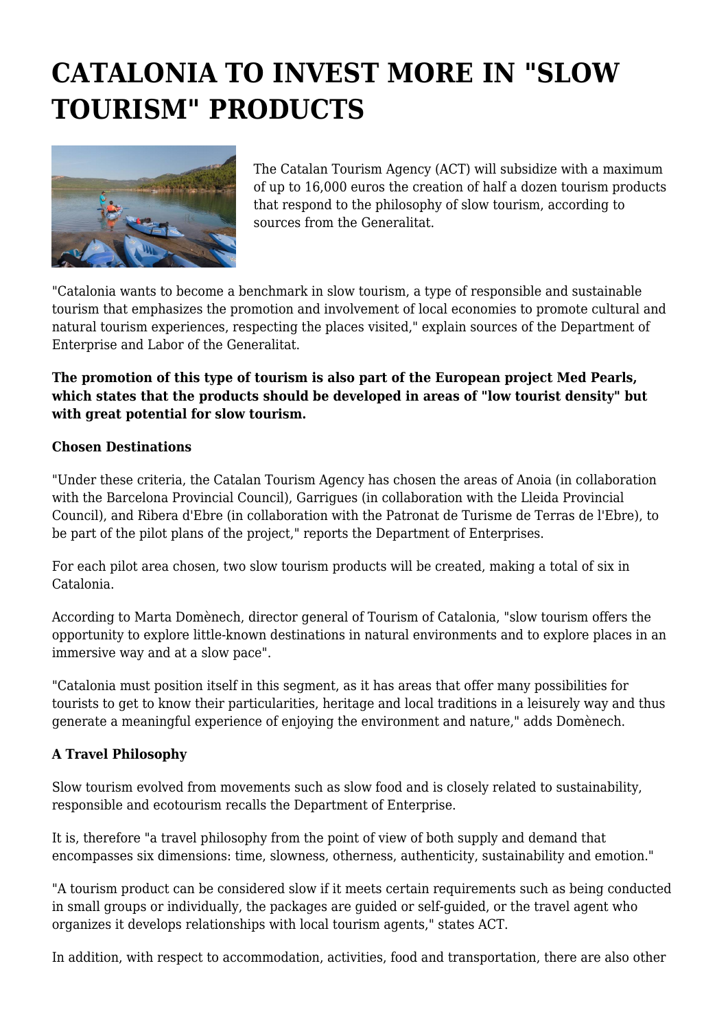# CATALONIA TO INVEST MORE IN "SLOW TOURISM" PRODUCTS

The Catalan Tourism Agency (ACT) will subsidize with a maximum of up to 16,000 euros the creation of half a dozen tourism products that respond to the philosophy of slow tourism, according to sources from the Generalitat.

"Catalonia wants to become a benchmark in slow tourism, a type of responsible and sustainable tourism that emphasizes the promotion and involvement of local economies to promote cultural and natural tourism experiences, respecting the places visited," explain sources of the Department of Enterprise and Labor of the Generalitat.

**The promotion of this type of tourism is also part of the European project Med Pearls, which states that the products should be developed in areas of "low tourist density" but with great potential for slow tourism.**

**Chosen Destinations**

"Under these criteria, the Catalan Tourism Agency has chosen the areas of Anoia (in collaboration with the Barcelona Provincial Council), Garrigues (in collaboration with the Lleida Provincial Council), and Ribera d'Ebre (in collaboration with the Patronat de Turisme de Terras de l'Ebre), to be part of the pilot plans of the project," reports the Department of Enterprises.

For each pilot area chosen, two slow tourism products will be created, making a total of six in Catalonia.

According to Marta Domènech, director general of Tourism of Catalonia, "slow tourism offers the opportunity to explore little-known destinations in natural environments and to explore places in an immersive way and at a slow pace".

"Catalonia must position itself in this segment, as it has areas that offer many possibilities for tourists to get to know their particularities, heritage and local traditions in a leisurely way and thus generate a meaningful experience of enjoying the environment and nature," adds Domènech.

**A Travel Philosophy**

Slow tourism evolved from movements such as slow food and is closely related to sustainability, responsible and ecotourism recalls the Department of Enterprise.

It is, therefore "a travel philosophy from the point of view of both supply and demand that encompasses six dimensions: time, slowness, otherness, authenticity, sustainability and emotion."

"A tourism product can be considered slow if it meets certain requirements such as being conducted in small groups or individually, the packages are guided or self-guided, or the travel agent who organizes it develops relationships with local tourism agents," states ACT.

In addition, with respect to accommodation, activities, food and transportation, there are also other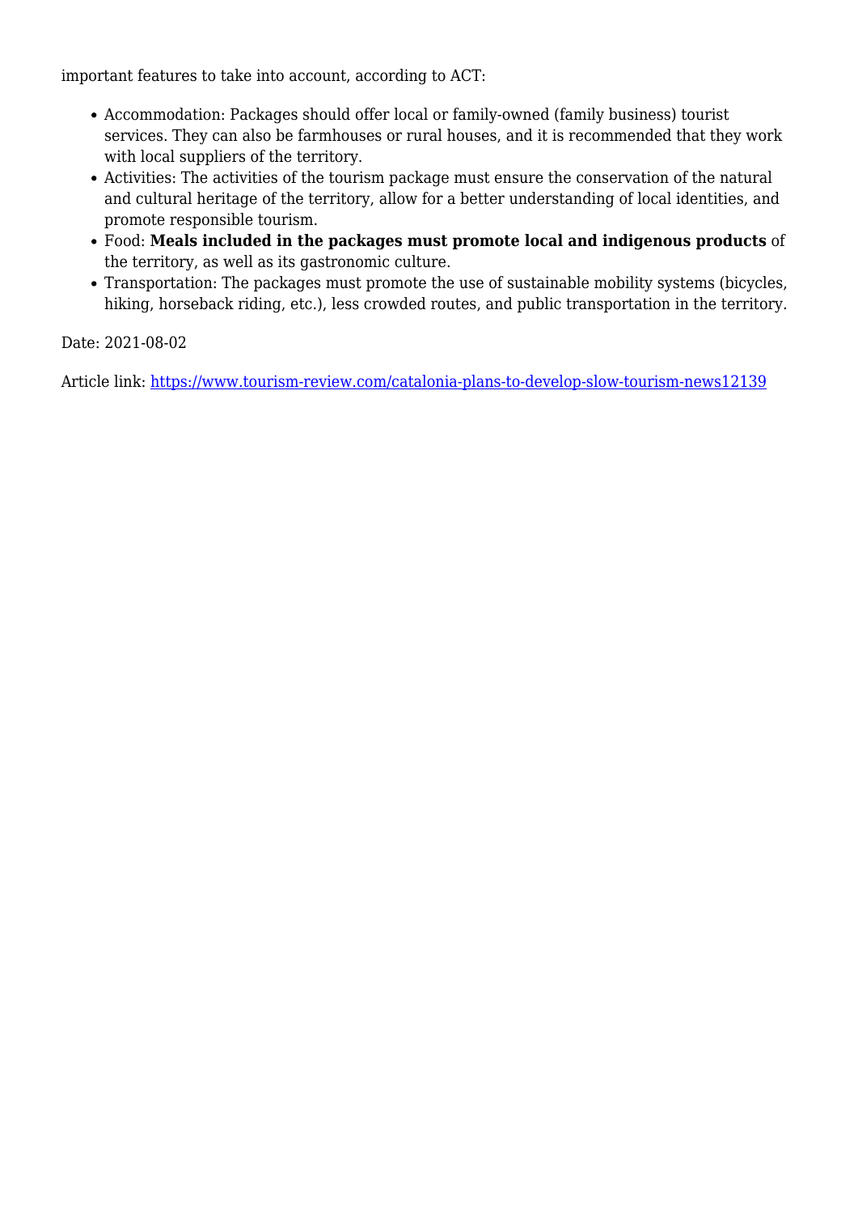important features to take into account, according to ACT:

- Accommodation: Packages should offer local or family-owned (family business) tourist services. They can also be farmhouses or rural houses, and it is recommended that they work with local suppliers of the territory.
- Activities: The activities of the tourism package must ensure the conservation of the natural and cultural heritage of the territory, allow for a better understanding of local identities, and promote responsible tourism.
- Food: **Meals included in the packages must promote local and indigenous products** of the territory, as well as its gastronomic culture.
- Transportation: The packages must promote the use of sustainable mobility systems (bicycles, hiking, horseback riding, etc.), less crowded routes, and public transportation in the territory.

Date: 2021-08-02

Article link: [https://www.tourism-review.com/catalonia-plans-to-develop-slow-tourism-news12139](https://www.tourism-review.com/catalonia-plans-to-develop-slow-tourism-news12139)